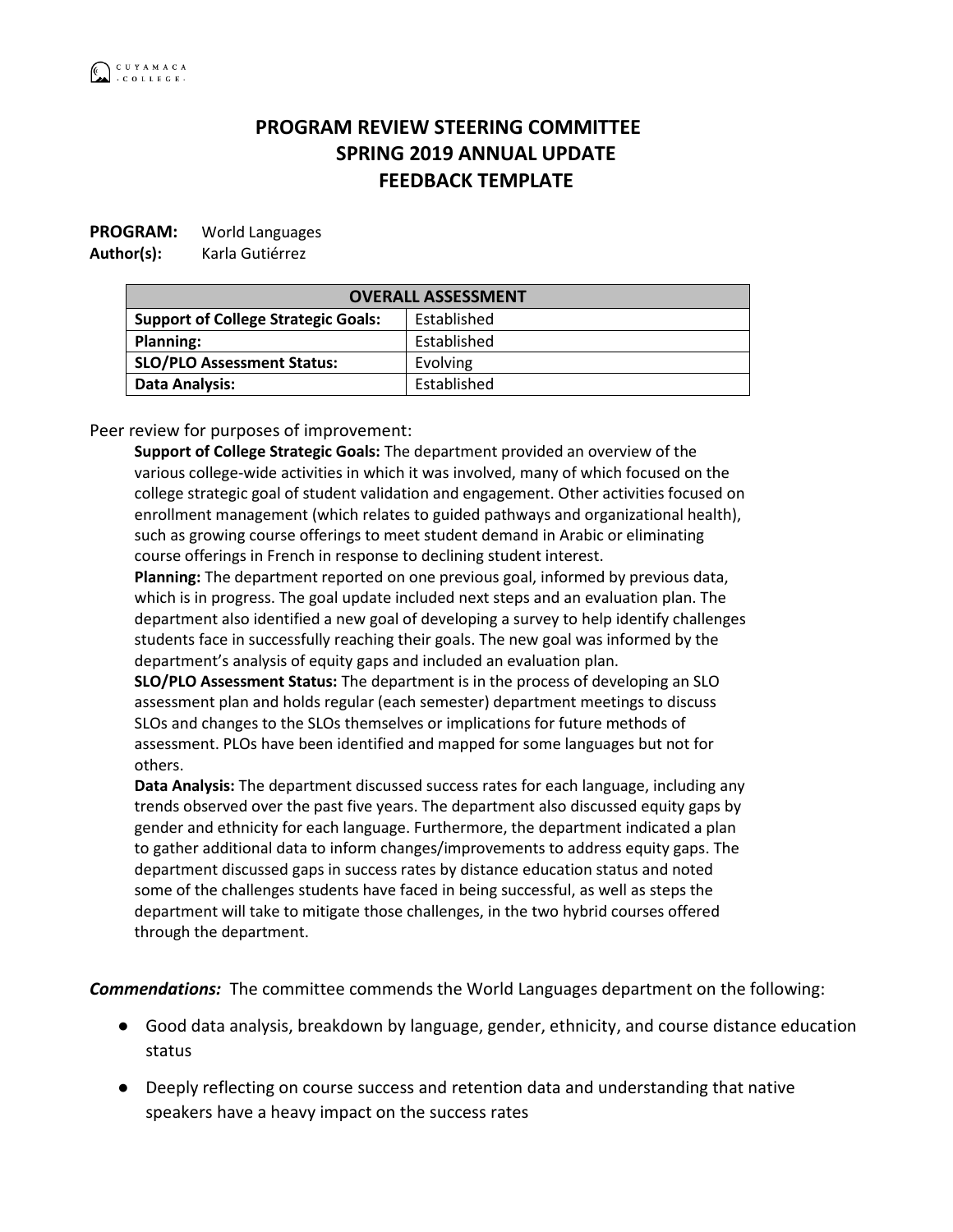# PROGRAM REVIEW STEERING COMMITTEE
## SPRING 2019 ANNUAL UPDATE
## FEEDBACK TEMPLATE

**PROGRAM:** World Languages
**Author(s):** Karla Gutiérrez

| OVERALL ASSESSMENT | |
|---|---|
| **Support of College Strategic Goals:** | Established |
| **Planning:** | Established |
| **SLO/PLO Assessment Status:** | Evolving |
| **Data Analysis:** | Established |

Peer review for purposes of improvement:

**Support of College Strategic Goals:** The department provided an overview of the various college-wide activities in which it was involved, many of which focused on the college strategic goal of student validation and engagement. Other activities focused on enrollment management (which relates to guided pathways and organizational health), such as growing course offerings to meet student demand in Arabic or eliminating course offerings in French in response to declining student interest.

**Planning:** The department reported on one previous goal, informed by previous data, which is in progress. The goal update included next steps and an evaluation plan. The department also identified a new goal of developing a survey to help identify challenges students face in successfully reaching their goals. The new goal was informed by the department's analysis of equity gaps and included an evaluation plan.

**SLO/PLO Assessment Status:** The department is in the process of developing an SLO assessment plan and holds regular (each semester) department meetings to discuss SLOs and changes to the SLOs themselves or implications for future methods of assessment. PLOs have been identified and mapped for some languages but not for others.

**Data Analysis:** The department discussed success rates for each language, including any trends observed over the past five years. The department also discussed equity gaps by gender and ethnicity for each language. Furthermore, the department indicated a plan to gather additional data to inform changes/improvements to address equity gaps. The department discussed gaps in success rates by distance education status and noted some of the challenges students have faced in being successful, as well as steps the department will take to mitigate those challenges, in the two hybrid courses offered through the department.

***Commendations:*** The committee commends the World Languages department on the following:

- Good data analysis, breakdown by language, gender, ethnicity, and course distance education status
- Deeply reflecting on course success and retention data and understanding that native speakers have a heavy impact on the success rates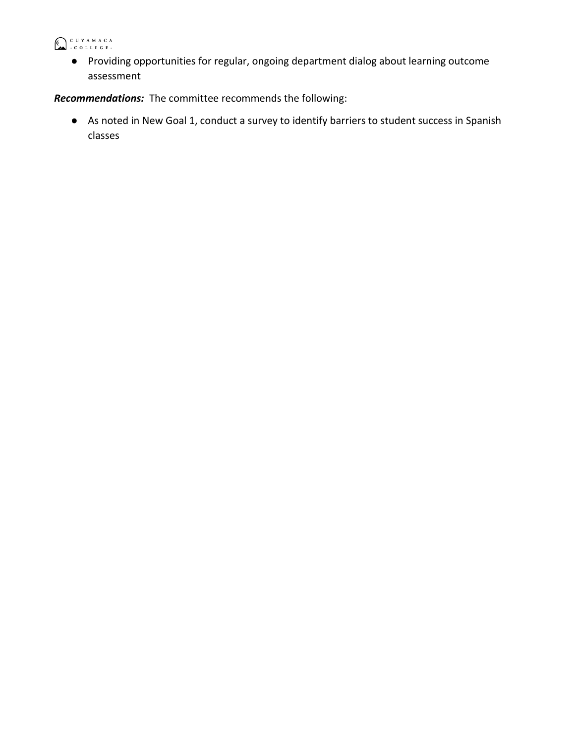- Providing opportunities for regular, ongoing department dialog about learning outcome assessment

***Recommendations:*** The committee recommends the following:

- As noted in New Goal 1, conduct a survey to identify barriers to student success in Spanish classes